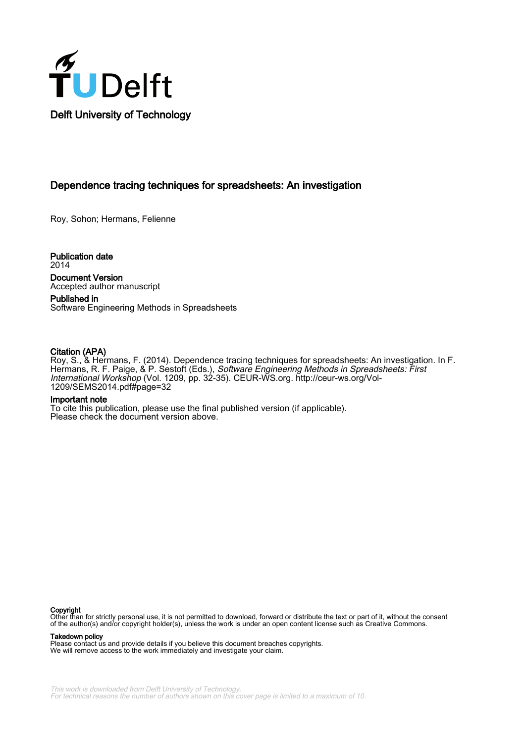Delft University of Technology

# Dependence tracing techniques for spreadsheets: An investigation

Roy, Sohon; Hermans, Felienne

**Publication date**
2014

**Document Version**
Accepted author manuscript

**Published in**
Software Engineering Methods in Spreadsheets

**Citation (APA)**
Roy, S., & Hermans, F. (2014). Dependence tracing techniques for spreadsheets: An investigation. In F. Hermans, R. F. Paige, & P. Sestoft (Eds.), *Software Engineering Methods in Spreadsheets: First International Workshop* (Vol. 1209, pp. 32-35). CEUR-WS.org. http://ceur-ws.org/Vol-1209/SEMS2014.pdf#page=32

**Important note**
To cite this publication, please use the final published version (if applicable).
Please check the document version above.

**Copyright**
Other than for strictly personal use, it is not permitted to download, forward or distribute the text or part of it, without the consent of the author(s) and/or copyright holder(s), unless the work is under an open content license such as Creative Commons.

**Takedown policy**
Please contact us and provide details if you believe this document breaches copyrights.
We will remove access to the work immediately and investigate your claim.

*This work is downloaded from Delft University of Technology.*
*For technical reasons the number of authors shown on this cover page is limited to a maximum of 10.*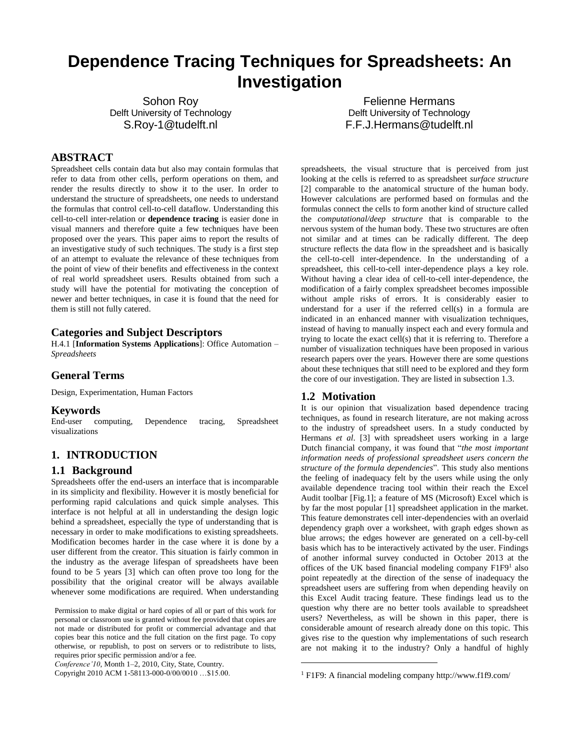# Dependence Tracing Techniques for Spreadsheets: An Investigation

Sohon Roy
Delft University of Technology
S.Roy-1@tudelft.nl

Felienne Hermans
Delft University of Technology
F.F.J.Hermans@tudelft.nl

## ABSTRACT

Spreadsheet cells contain data but also may contain formulas that refer to data from other cells, perform operations on them, and render the results directly to show it to the user. In order to understand the structure of spreadsheets, one needs to understand the formulas that control cell-to-cell dataflow. Understanding this cell-to-cell inter-relation or **dependence tracing** is easier done in visual manners and therefore quite a few techniques have been proposed over the years. This paper aims to report the results of an investigative study of such techniques. The study is a first step of an attempt to evaluate the relevance of these techniques from the point of view of their benefits and effectiveness in the context of real world spreadsheet users. Results obtained from such a study will have the potential for motivating the conception of newer and better techniques, in case it is found that the need for them is still not fully catered.

## Categories and Subject Descriptors

H.4.1 [**Information Systems Applications**]: Office Automation – *Spreadsheets*

## General Terms

Design, Experimentation, Human Factors

## Keywords

End-user computing, Dependence tracing, Spreadsheet visualizations

## 1. INTRODUCTION

### 1.1 Background

Spreadsheets offer the end-users an interface that is incomparable in its simplicity and flexibility. However it is mostly beneficial for performing rapid calculations and quick simple analyses. This interface is not helpful at all in understanding the design logic behind a spreadsheet, especially the type of understanding that is necessary in order to make modifications to existing spreadsheets. Modification becomes harder in the case where it is done by a user different from the creator. This situation is fairly common in the industry as the average lifespan of spreadsheets have been found to be 5 years [3] which can often prove too long for the possibility that the original creator will be always available whenever some modifications are required. When understanding spreadsheets, the visual structure that is perceived from just looking at the cells is referred to as spreadsheet *surface structure* [2] comparable to the anatomical structure of the human body. However calculations are performed based on formulas and the formulas connect the cells to form another kind of structure called the *computational/deep structure* that is comparable to the nervous system of the human body. These two structures are often not similar and at times can be radically different. The deep structure reflects the data flow in the spreadsheet and is basically the cell-to-cell inter-dependence. In the understanding of a spreadsheet, this cell-to-cell inter-dependence plays a key role. Without having a clear idea of cell-to-cell inter-dependence, the modification of a fairly complex spreadsheet becomes impossible without ample risks of errors. It is considerably easier to understand for a user if the referred cell(s) in a formula are indicated in an enhanced manner with visualization techniques, instead of having to manually inspect each and every formula and trying to locate the exact cell(s) that it is referring to. Therefore a number of visualization techniques have been proposed in various research papers over the years. However there are some questions about these techniques that still need to be explored and they form the core of our investigation. They are listed in subsection 1.3.

Permission to make digital or hard copies of all or part of this work for personal or classroom use is granted without fee provided that copies are not made or distributed for profit or commercial advantage and that copies bear this notice and the full citation on the first page. To copy otherwise, or republish, to post on servers or to redistribute to lists, requires prior specific permission and/or a fee.
*Conference'10*, Month 1–2, 2010, City, State, Country.
Copyright 2010 ACM 1-58113-000-0/00/0010 …$15.00.

### 1.2 Motivation

It is our opinion that visualization based dependence tracing techniques, as found in research literature, are not making across to the industry of spreadsheet users. In a study conducted by Hermans *et al*. [3] with spreadsheet users working in a large Dutch financial company, it was found that "*the most important information needs of professional spreadsheet users concern the structure of the formula dependencies*". This study also mentions the feeling of inadequacy felt by the users while using the only available dependence tracing tool within their reach the Excel Audit toolbar [Fig.1]; a feature of MS (Microsoft) Excel which is by far the most popular [1] spreadsheet application in the market. This feature demonstrates cell inter-dependencies with an overlaid dependency graph over a worksheet, with graph edges shown as blue arrows; the edges however are generated on a cell-by-cell basis which has to be interactively activated by the user. Findings of another informal survey conducted in October 2013 at the offices of the UK based financial modeling company F1F9[1] also point repeatedly at the direction of the sense of inadequacy the spreadsheet users are suffering from when depending heavily on this Excel Audit tracing feature. These findings lead us to the question why there are no better tools available to spreadsheet users? Nevertheless, as will be shown in this paper, there is considerable amount of research already done on this topic. This gives rise to the question why implementations of such research are not making it to the industry? Only a handful of highly

[1] F1F9: A financial modeling company http://www.f1f9.com/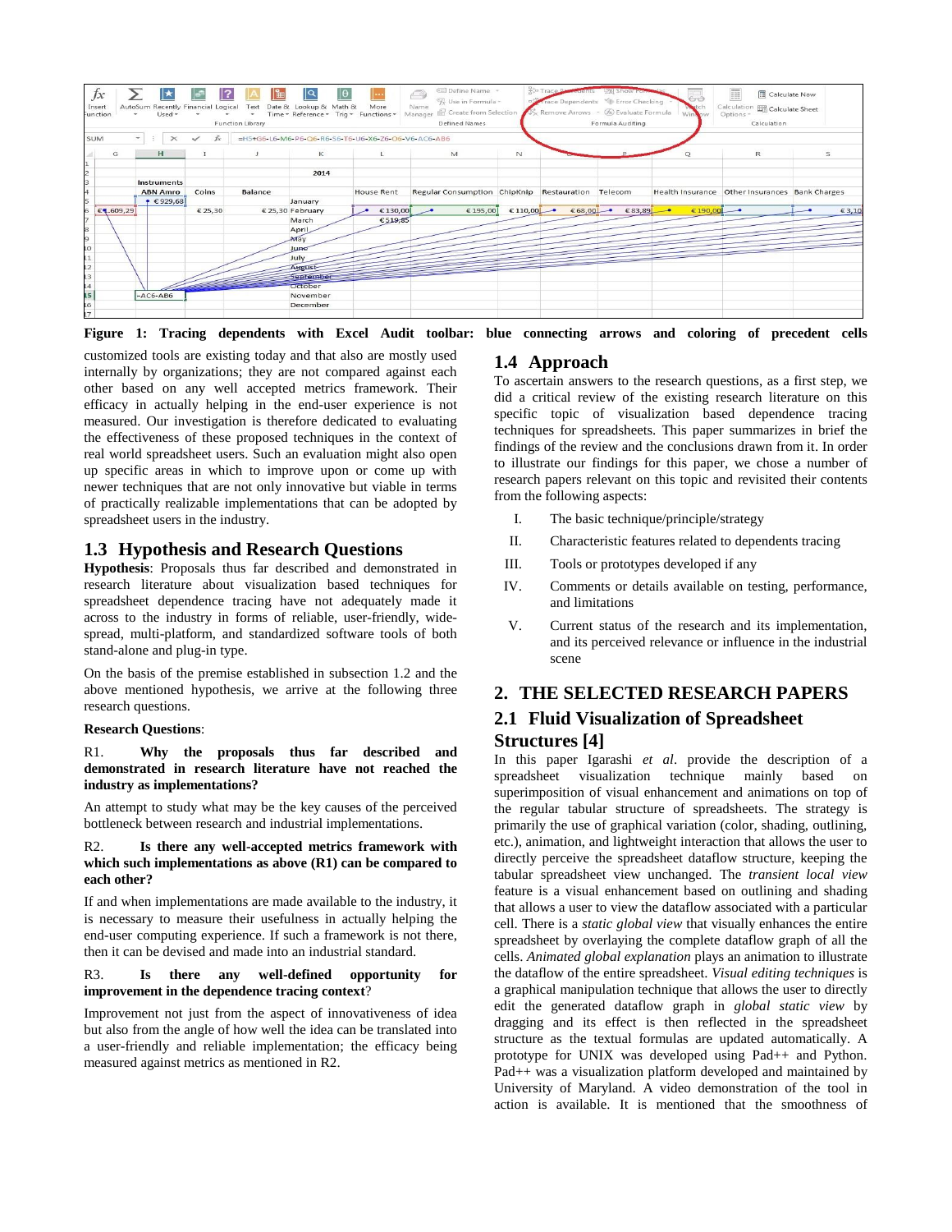Figure 1: Tracing dependents with Excel Audit toolbar: blue connecting arrows and coloring of precedent cells

customized tools are existing today and that also are mostly used internally by organizations; they are not compared against each other based on any well accepted metrics framework. Their efficacy in actually helping in the end-user experience is not measured. Our investigation is therefore dedicated to evaluating the effectiveness of these proposed techniques in the context of real world spreadsheet users. Such an evaluation might also open up specific areas in which to improve upon or come up with newer techniques that are not only innovative but viable in terms of practically realizable implementations that can be adopted by spreadsheet users in the industry.

## 1.3 Hypothesis and Research Questions

**Hypothesis**: Proposals thus far described and demonstrated in research literature about visualization based techniques for spreadsheet dependence tracing have not adequately made it across to the industry in forms of reliable, user-friendly, wide-spread, multi-platform, and standardized software tools of both stand-alone and plug-in type.

On the basis of the premise established in subsection 1.2 and the above mentioned hypothesis, we arrive at the following three research questions.

**Research Questions**:

R1. **Why the proposals thus far described and demonstrated in research literature have not reached the industry as implementations?**

An attempt to study what may be the key causes of the perceived bottleneck between research and industrial implementations.

R2. **Is there any well-accepted metrics framework with which such implementations as above (R1) can be compared to each other?**

If and when implementations are made available to the industry, it is necessary to measure their usefulness in actually helping the end-user computing experience. If such a framework is not there, then it can be devised and made into an industrial standard.

R3. **Is there any well-defined opportunity for improvement in the dependence tracing context**?

Improvement not just from the aspect of innovativeness of idea but also from the angle of how well the idea can be translated into a user-friendly and reliable implementation; the efficacy being measured against metrics as mentioned in R2.

## 1.4 Approach

To ascertain answers to the research questions, as a first step, we did a critical review of the existing research literature on this specific topic of visualization based dependence tracing techniques for spreadsheets. This paper summarizes in brief the findings of the review and the conclusions drawn from it. In order to illustrate our findings for this paper, we chose a number of research papers relevant on this topic and revisited their contents from the following aspects:

I. The basic technique/principle/strategy

II. Characteristic features related to dependents tracing

III. Tools or prototypes developed if any

IV. Comments or details available on testing, performance, and limitations

V. Current status of the research and its implementation, and its perceived relevance or influence in the industrial scene

# 2. THE SELECTED RESEARCH PAPERS

## 2.1 Fluid Visualization of Spreadsheet Structures [4]

In this paper Igarashi *et al*. provide the description of a spreadsheet visualization technique mainly based on superimposition of visual enhancement and animations on top of the regular tabular structure of spreadsheets. The strategy is primarily the use of graphical variation (color, shading, outlining, etc.), animation, and lightweight interaction that allows the user to directly perceive the spreadsheet dataflow structure, keeping the tabular spreadsheet view unchanged. The *transient local view* feature is a visual enhancement based on outlining and shading that allows a user to view the dataflow associated with a particular cell. There is a *static global view* that visually enhances the entire spreadsheet by overlaying the complete dataflow graph of all the cells. *Animated global explanation* plays an animation to illustrate the dataflow of the entire spreadsheet. *Visual editing techniques* is a graphical manipulation technique that allows the user to directly edit the generated dataflow graph in *global static view* by dragging and its effect is then reflected in the spreadsheet structure as the textual formulas are updated automatically. A prototype for UNIX was developed using Pad++ and Python. Pad++ was a visualization platform developed and maintained by University of Maryland. A video demonstration of the tool in action is available. It is mentioned that the smoothness of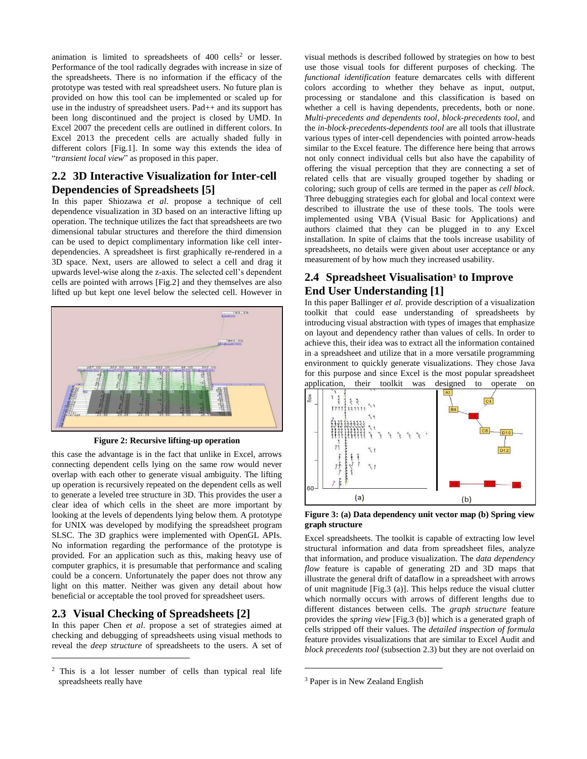animation is limited to spreadsheets of 400 cells[2] or lesser. Performance of the tool radically degrades with increase in size of the spreadsheets. There is no information if the efficacy of the prototype was tested with real spreadsheet users. No future plan is provided on how this tool can be implemented or scaled up for use in the industry of spreadsheet users. Pad++ and its support has been long discontinued and the project is closed by UMD. In Excel 2007 the precedent cells are outlined in different colors. In Excel 2013 the precedent cells are actually shaded fully in different colors [Fig.1]. In some way this extends the idea of "*transient local view*" as proposed in this paper.

## 2.2 3D Interactive Visualization for Inter-cell Dependencies of Spreadsheets [5]

In this paper Shiozawa *et al*. propose a technique of cell dependence visualization in 3D based on an interactive lifting up operation. The technique utilizes the fact that spreadsheets are two dimensional tabular structures and therefore the third dimension can be used to depict complimentary information like cell inter-dependencies. A spreadsheet is first graphically re-rendered in a 3D space. Next, users are allowed to select a cell and drag it upwards level-wise along the z-axis. The selected cell's dependent cells are pointed with arrows [Fig.2] and they themselves are also lifted up but kept one level below the selected cell. However in this case the advantage is in the fact that unlike in Excel, arrows connecting dependent cells lying on the same row would never overlap with each other to generate visual ambiguity. The lifting up operation is recursively repeated on the dependent cells as well to generate a leveled tree structure in 3D. This provides the user a clear idea of which cells in the sheet are more important by looking at the levels of dependents lying below them. A prototype for UNIX was developed by modifying the spreadsheet program SLSC. The 3D graphics were implemented with OpenGL APIs. No information regarding the performance of the prototype is provided. For an application such as this, making heavy use of computer graphics, it is presumable that performance and scaling could be a concern. Unfortunately the paper does not throw any light on this matter. Neither was given any detail about how beneficial or acceptable the tool proved for spreadsheet users.

**Figure 2: Recursive lifting-up operation**

## 2.3 Visual Checking of Spreadsheets [2]

In this paper Chen *et al*. propose a set of strategies aimed at checking and debugging of spreadsheets using visual methods to reveal the *deep structure* of spreadsheets to the users. A set of visual methods is described followed by strategies on how to best use those visual tools for different purposes of checking. The *functional identification* feature demarcates cells with different colors according to whether they behave as input, output, processing or standalone and this classification is based on whether a cell is having dependents, precedents, both or none. *Multi-precedents and dependents tool*, *block-precedents tool*, and the *in-block-precedents-dependents tool* are all tools that illustrate various types of inter-cell dependencies with pointed arrow-heads similar to the Excel feature. The difference here being that arrows not only connect individual cells but also have the capability of offering the visual perception that they are connecting a set of related cells that are visually grouped together by shading or coloring; such group of cells are termed in the paper as *cell block*. Three debugging strategies each for global and local context were described to illustrate the use of these tools. The tools were implemented using VBA (Visual Basic for Applications) and authors claimed that they can be plugged in to any Excel installation. In spite of claims that the tools increase usability of spreadsheets, no details were given about user acceptance or any measurement of by how much they increased usability.

## 2.4 Spreadsheet Visualisation[3] to Improve End User Understanding [1]

In this paper Ballinger *et al*. provide description of a visualization toolkit that could ease understanding of spreadsheets by introducing visual abstraction with types of images that emphasize on layout and dependency rather than values of cells. In order to achieve this, their idea was to extract all the information contained in a spreadsheet and utilize that in a more versatile programming environment to quickly generate visualizations. They chose Java for this purpose and since Excel is the most popular spreadsheet application, their toolkit was designed to operate on Excel spreadsheets. The toolkit is capable of extracting low level structural information and data from spreadsheet files, analyze that information, and produce visualization. The *data dependency flow* feature is capable of generating 2D and 3D maps that illustrate the general drift of dataflow in a spreadsheet with arrows of unit magnitude [Fig.3 (a)]. This helps reduce the visual clutter which normally occurs with arrows of different lengths due to different distances between cells. The *graph structure* feature provides the *spring view* [Fig.3 (b)] which is a generated graph of cells stripped off their values. The *detailed inspection of formula* feature provides visualizations that are similar to Excel Audit and *block precedents tool* (subsection 2.3) but they are not overlaid on

**Figure 3: (a) Data dependency unit vector map (b) Spring view graph structure**

[2] This is a lot lesser number of cells than typical real life spreadsheets really have

[3] Paper is in New Zealand English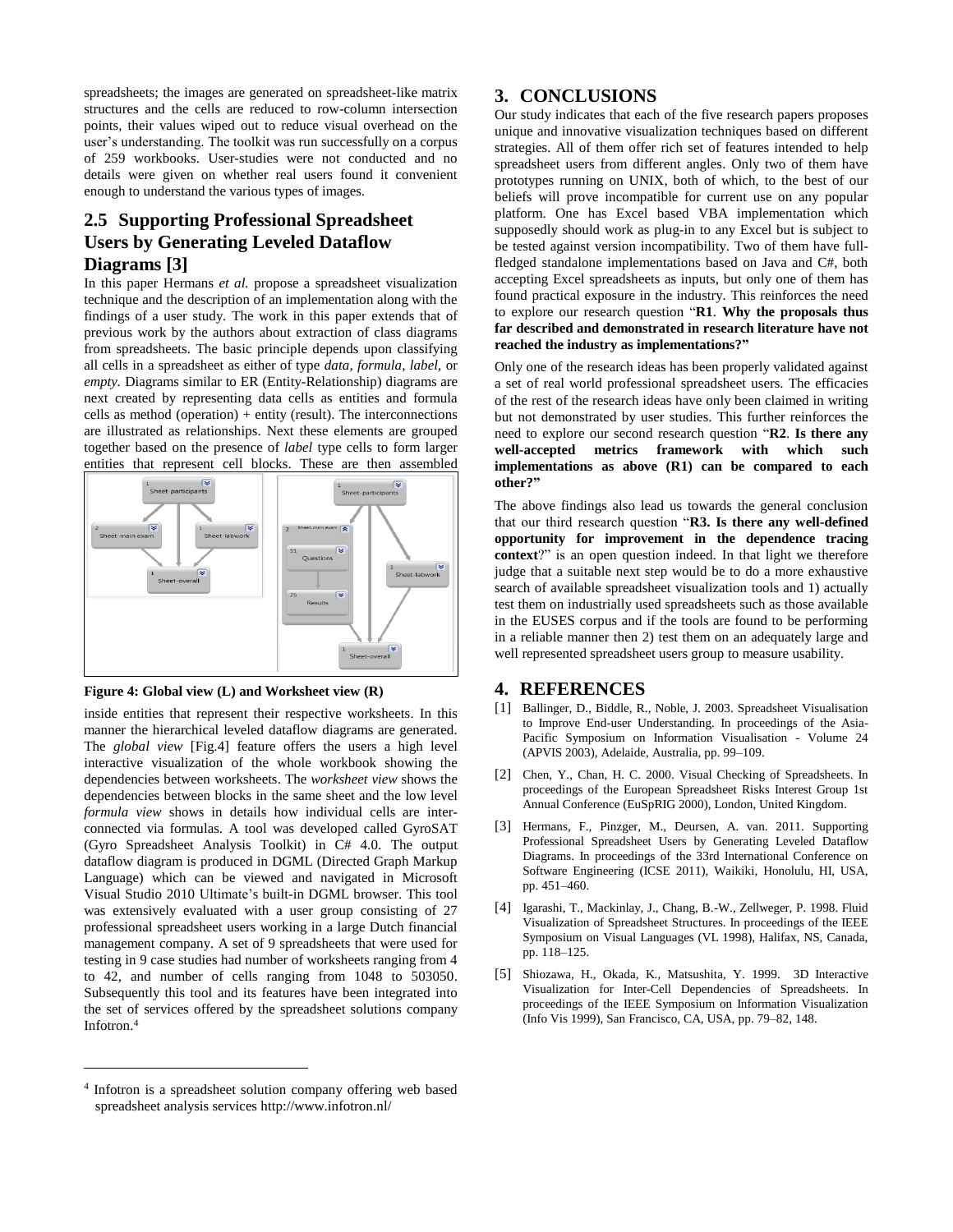spreadsheets; the images are generated on spreadsheet-like matrix structures and the cells are reduced to row-column intersection points, their values wiped out to reduce visual overhead on the user's understanding. The toolkit was run successfully on a corpus of 259 workbooks. User-studies were not conducted and no details were given on whether real users found it convenient enough to understand the various types of images.

## 2.5 Supporting Professional Spreadsheet Users by Generating Leveled Dataflow Diagrams [3]

In this paper Hermans *et al.* propose a spreadsheet visualization technique and the description of an implementation along with the findings of a user study. The work in this paper extends that of previous work by the authors about extraction of class diagrams from spreadsheets. The basic principle depends upon classifying all cells in a spreadsheet as either of type *data, formula, label,* or *empty.* Diagrams similar to ER (Entity-Relationship) diagrams are next created by representing data cells as entities and formula cells as method (operation) + entity (result). The interconnections are illustrated as relationships. Next these elements are grouped together based on the presence of *label* type cells to form larger entities that represent cell blocks. These are then assembled inside entities that represent their respective worksheets. In this manner the hierarchical leveled dataflow diagrams are generated. The *global view* [Fig.4] feature offers the users a high level interactive visualization of the whole workbook showing the dependencies between worksheets. The *worksheet view* shows the dependencies between blocks in the same sheet and the low level *formula view* shows in details how individual cells are inter-connected via formulas. A tool was developed called GyroSAT (Gyro Spreadsheet Analysis Toolkit) in C# 4.0. The output dataflow diagram is produced in DGML (Directed Graph Markup Language) which can be viewed and navigated in Microsoft Visual Studio 2010 Ultimate's built-in DGML browser. This tool was extensively evaluated with a user group consisting of 27 professional spreadsheet users working in a large Dutch financial management company. A set of 9 spreadsheets that were used for testing in 9 case studies had number of worksheets ranging from 4 to 42, and number of cells ranging from 1048 to 503050. Subsequently this tool and its features have been integrated into the set of services offered by the spreadsheet solutions company Infotron.[4]

1
Sheet-participants
2
Sheet-main exam
1
Sheet-labwork
1
Sheet-overall

1
Sheet-participants
2
Sheet-main exam
11
Questions
75
Results
1
Sheet-labwork
1
Sheet-overall

**Figure 4: Global view (L) and Worksheet view (R)**

[4] Infotron is a spreadsheet solution company offering web based spreadsheet analysis services http://www.infotron.nl/

# 3. CONCLUSIONS

Our study indicates that each of the five research papers proposes unique and innovative visualization techniques based on different strategies. All of them offer rich set of features intended to help spreadsheet users from different angles. Only two of them have prototypes running on UNIX, both of which, to the best of our beliefs will prove incompatible for current use on any popular platform. One has Excel based VBA implementation which supposedly should work as plug-in to any Excel but is subject to be tested against version incompatibility. Two of them have full-fledged standalone implementations based on Java and C#, both accepting Excel spreadsheets as inputs, but only one of them has found practical exposure in the industry. This reinforces the need to explore our research question "**R1**. **Why the proposals thus far described and demonstrated in research literature have not reached the industry as implementations?"**

Only one of the research ideas has been properly validated against a set of real world professional spreadsheet users. The efficacies of the rest of the research ideas have only been claimed in writing but not demonstrated by user studies. This further reinforces the need to explore our second research question "**R2**. **Is there any well-accepted metrics framework with which such implementations as above (R1) can be compared to each other?"**

The above findings also lead us towards the general conclusion that our third research question "**R3. Is there any well-defined opportunity for improvement in the dependence tracing context**?" is an open question indeed. In that light we therefore judge that a suitable next step would be to do a more exhaustive search of available spreadsheet visualization tools and 1) actually test them on industrially used spreadsheets such as those available in the EUSES corpus and if the tools are found to be performing in a reliable manner then 2) test them on an adequately large and well represented spreadsheet users group to measure usability.

# 4. REFERENCES

[1] Ballinger, D., Biddle, R., Noble, J. 2003. Spreadsheet Visualisation to Improve End-user Understanding. In proceedings of the Asia-Pacific Symposium on Information Visualisation - Volume 24 (APVIS 2003), Adelaide, Australia, pp. 99–109.

[2] Chen, Y., Chan, H. C. 2000. Visual Checking of Spreadsheets. In proceedings of the European Spreadsheet Risks Interest Group 1st Annual Conference (EuSpRIG 2000), London, United Kingdom.

[3] Hermans, F., Pinzger, M., Deursen, A. van. 2011. Supporting Professional Spreadsheet Users by Generating Leveled Dataflow Diagrams. In proceedings of the 33rd International Conference on Software Engineering (ICSE 2011), Waikiki, Honolulu, HI, USA, pp. 451–460.

[4] Igarashi, T., Mackinlay, J., Chang, B.-W., Zellweger, P. 1998. Fluid Visualization of Spreadsheet Structures. In proceedings of the IEEE Symposium on Visual Languages (VL 1998), Halifax, NS, Canada, pp. 118–125.

[5] Shiozawa, H., Okada, K., Matsushita, Y. 1999. 3D Interactive Visualization for Inter-Cell Dependencies of Spreadsheets. In proceedings of the IEEE Symposium on Information Visualization (Info Vis 1999), San Francisco, CA, USA, pp. 79–82, 148.